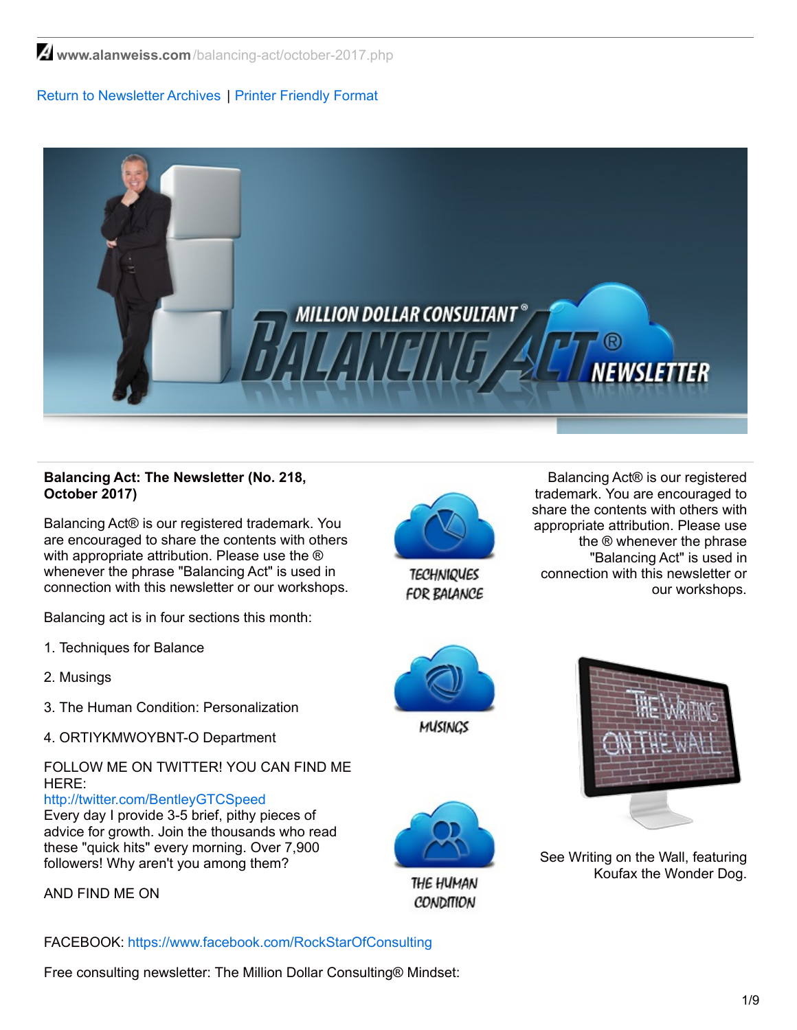www.alanweiss.com/balancing-act/october-2017.php

Return to Newsletter Archives | Printer Friendly Format

**Balancing Act: The Newsletter (No. 218, October 2017)**

Balancing Act® is our registered trademark. You are encouraged to share the contents with others with appropriate attribution. Please use the ® whenever the phrase "Balancing Act" is used in connection with this newsletter or our workshops.

Balancing act is in four sections this month:

1. Techniques for Balance
2. Musings
3. The Human Condition: Personalization
4. ORTIYKMWOYBNT-O Department

FOLLOW ME ON TWITTER! YOU CAN FIND ME HERE:
http://twitter.com/BentleyGTCSpeed
Every day I provide 3-5 brief, pithy pieces of advice for growth. Join the thousands who read these "quick hits" every morning. Over 7,900 followers! Why aren't you among them?

AND FIND ME ON

FACEBOOK: https://www.facebook.com/RockStarOfConsulting

Free consulting newsletter: The Million Dollar Consulting® Mindset:

Balancing Act® is our registered trademark. You are encouraged to share the contents with others with appropriate attribution. Please use the ® whenever the phrase "Balancing Act" is used in connection with this newsletter or our workshops.

See Writing on the Wall, featuring Koufax the Wonder Dog.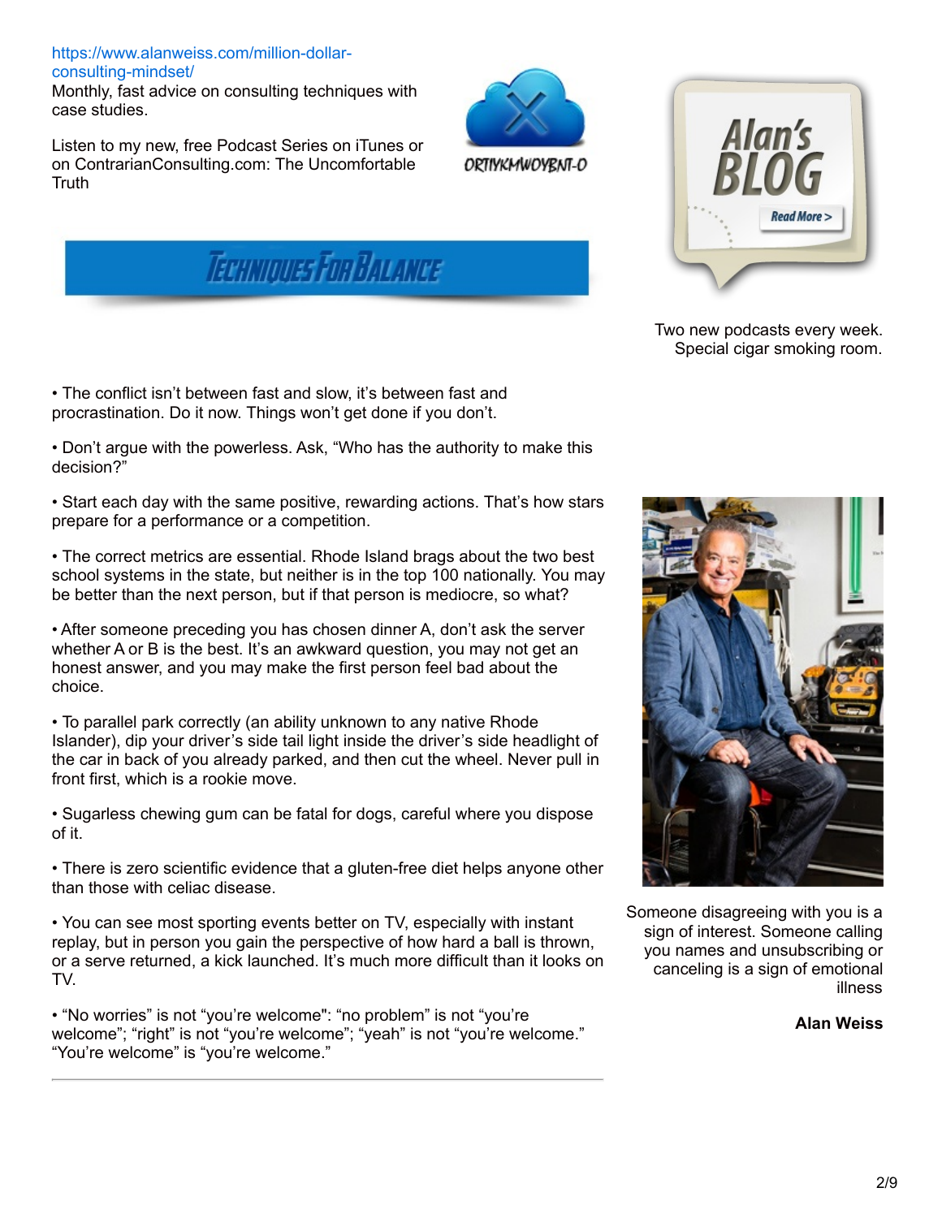https://www.alanweiss.com/million-dollar-consulting-mindset/

Monthly, fast advice on consulting techniques with case studies.

Listen to my new, free Podcast Series on iTunes or on ContrarianConsulting.com: The Uncomfortable Truth

ORTIYKMWOYBNT-O

Alan's BLOG

Read More >

Two new podcasts every week. Special cigar smoking room.

## Techniques For Balance

- The conflict isn't between fast and slow, it's between fast and procrastination. Do it now. Things won't get done if you don't.

- Don't argue with the powerless. Ask, "Who has the authority to make this decision?"

- Start each day with the same positive, rewarding actions. That's how stars prepare for a performance or a competition.

- The correct metrics are essential. Rhode Island brags about the two best school systems in the state, but neither is in the top 100 nationally. You may be better than the next person, but if that person is mediocre, so what?

- After someone preceding you has chosen dinner A, don't ask the server whether A or B is the best. It's an awkward question, you may not get an honest answer, and you may make the first person feel bad about the choice.

- To parallel park correctly (an ability unknown to any native Rhode Islander), dip your driver's side tail light inside the driver's side headlight of the car in back of you already parked, and then cut the wheel. Never pull in front first, which is a rookie move.

- Sugarless chewing gum can be fatal for dogs, careful where you dispose of it.

- There is zero scientific evidence that a gluten-free diet helps anyone other than those with celiac disease.

- You can see most sporting events better on TV, especially with instant replay, but in person you gain the perspective of how hard a ball is thrown, or a serve returned, a kick launched. It's much more difficult than it looks on TV.

- "No worries" is not "you're welcome": "no problem" is not "you're welcome"; "right" is not "you're welcome"; "yeah" is not "you're welcome." "You're welcome" is "you're welcome."

---

Someone disagreeing with you is a sign of interest. Someone calling you names and unsubscribing or canceling is a sign of emotional illness

**Alan Weiss**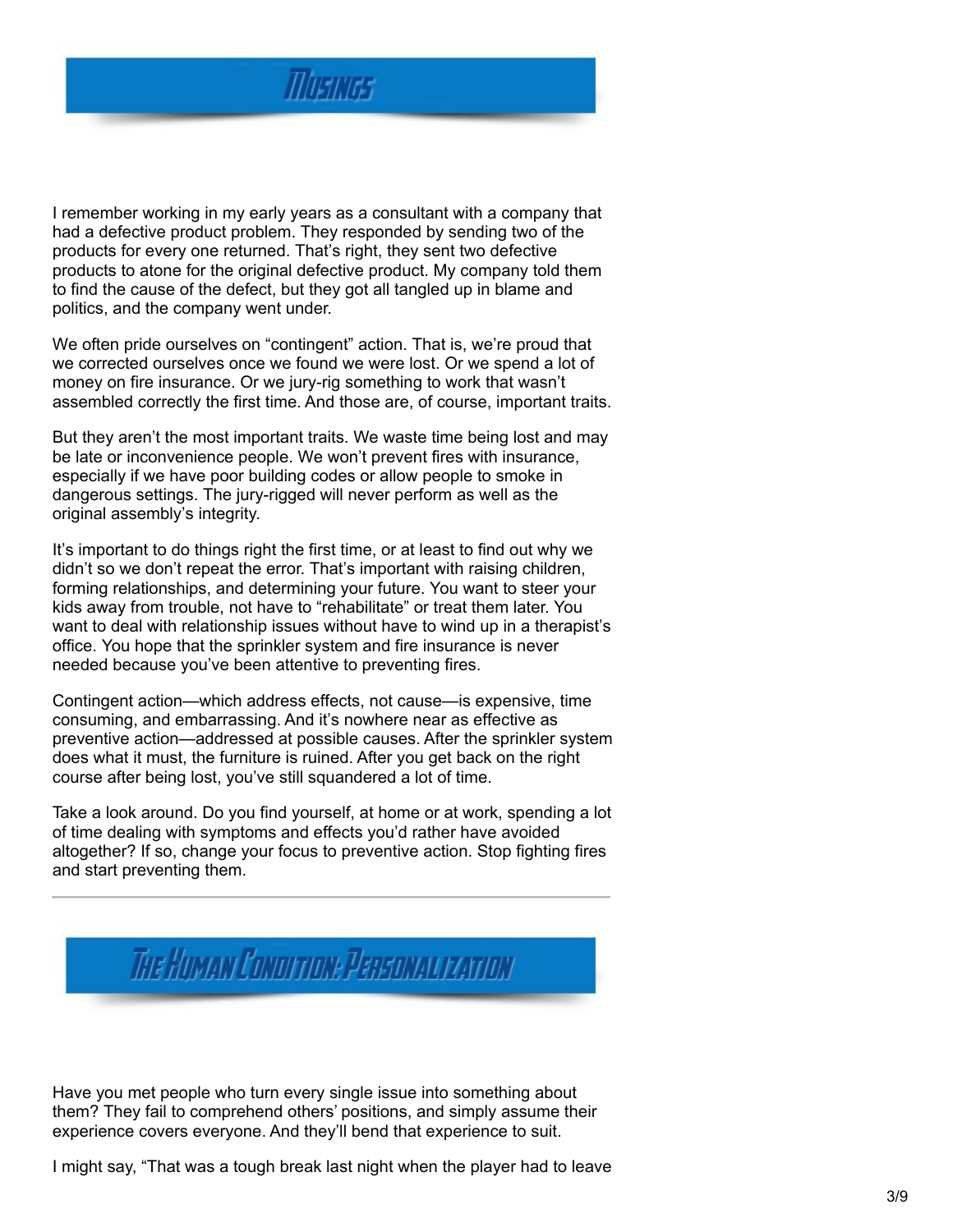# Musings

I remember working in my early years as a consultant with a company that had a defective product problem. They responded by sending two of the products for every one returned. That's right, they sent two defective products to atone for the original defective product. My company told them to find the cause of the defect, but they got all tangled up in blame and politics, and the company went under.

We often pride ourselves on "contingent" action. That is, we're proud that we corrected ourselves once we found we were lost. Or we spend a lot of money on fire insurance. Or we jury-rig something to work that wasn't assembled correctly the first time. And those are, of course, important traits.

But they aren't the most important traits. We waste time being lost and may be late or inconvenience people. We won't prevent fires with insurance, especially if we have poor building codes or allow people to smoke in dangerous settings. The jury-rigged will never perform as well as the original assembly's integrity.

It's important to do things right the first time, or at least to find out why we didn't so we don't repeat the error. That's important with raising children, forming relationships, and determining your future. You want to steer your kids away from trouble, not have to "rehabilitate" or treat them later. You want to deal with relationship issues without have to wind up in a therapist's office. You hope that the sprinkler system and fire insurance is never needed because you've been attentive to preventing fires.

Contingent action—which address effects, not cause—is expensive, time consuming, and embarrassing. And it's nowhere near as effective as preventive action—addressed at possible causes. After the sprinkler system does what it must, the furniture is ruined. After you get back on the right course after being lost, you've still squandered a lot of time.

Take a look around. Do you find yourself, at home or at work, spending a lot of time dealing with symptoms and effects you'd rather have avoided altogether? If so, change your focus to preventive action. Stop fighting fires and start preventing them.

---

# The Human Condition: Personalization

Have you met people who turn every single issue into something about them? They fail to comprehend others' positions, and simply assume their experience covers everyone. And they'll bend that experience to suit.

I might say, "That was a tough break last night when the player had to leave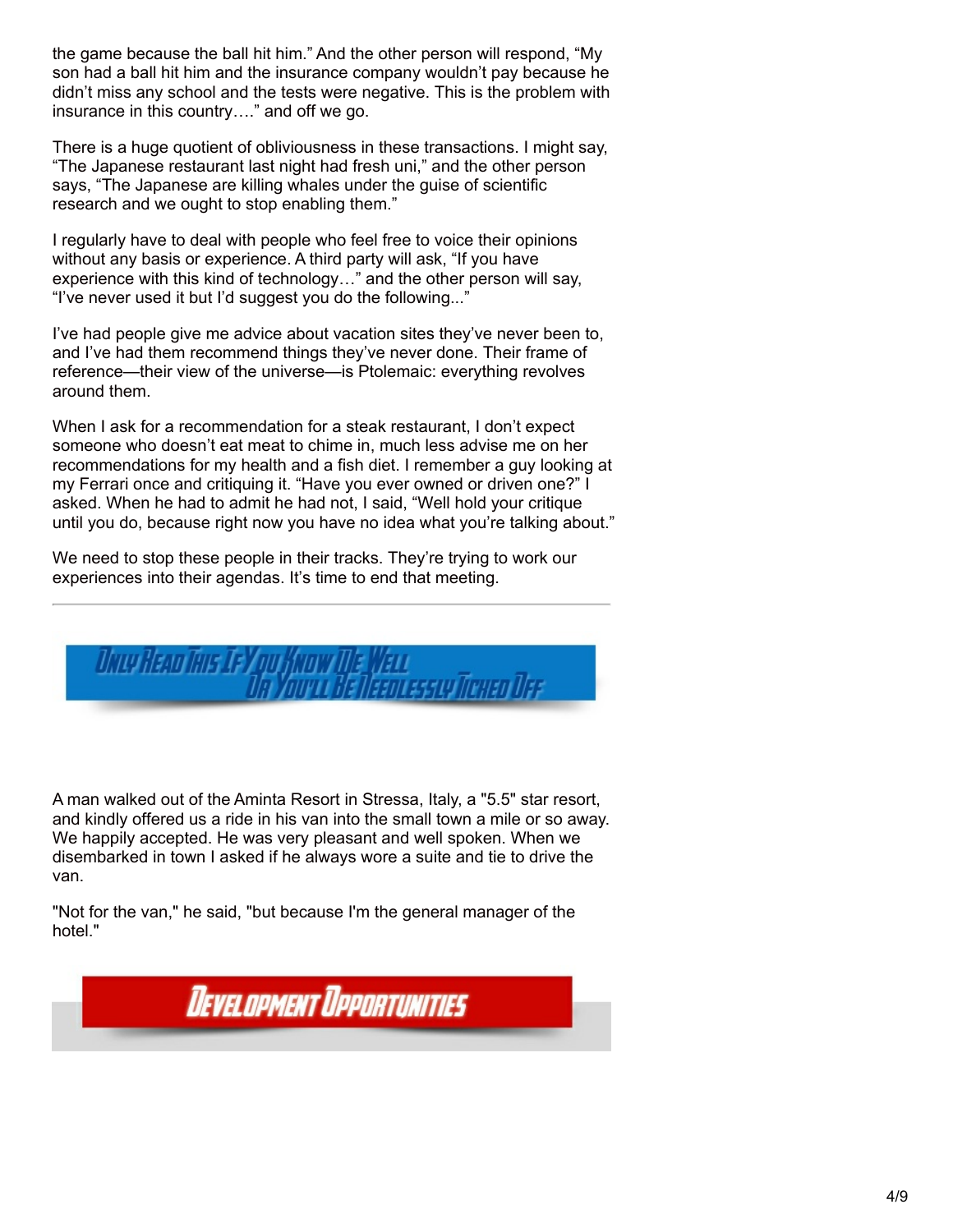the game because the ball hit him." And the other person will respond, "My son had a ball hit him and the insurance company wouldn't pay because he didn't miss any school and the tests were negative. This is the problem with insurance in this country…." and off we go.

There is a huge quotient of obliviousness in these transactions. I might say, "The Japanese restaurant last night had fresh uni," and the other person says, "The Japanese are killing whales under the guise of scientific research and we ought to stop enabling them."

I regularly have to deal with people who feel free to voice their opinions without any basis or experience. A third party will ask, "If you have experience with this kind of technology…" and the other person will say, "I've never used it but I'd suggest you do the following..."

I've had people give me advice about vacation sites they've never been to, and I've had them recommend things they've never done. Their frame of reference—their view of the universe—is Ptolemaic: everything revolves around them.

When I ask for a recommendation for a steak restaurant, I don't expect someone who doesn't eat meat to chime in, much less advise me on her recommendations for my health and a fish diet. I remember a guy looking at my Ferrari once and critiquing it. "Have you ever owned or driven one?" I asked. When he had to admit he had not, I said, "Well hold your critique until you do, because right now you have no idea what you're talking about."

We need to stop these people in their tracks. They're trying to work our experiences into their agendas. It's time to end that meeting.

---

## Only Read This If You Know Me Well Or You'll Be Needlessly Ticked Off

A man walked out of the Aminta Resort in Stressa, Italy, a "5.5" star resort, and kindly offered us a ride in his van into the small town a mile or so away. We happily accepted. He was very pleasant and well spoken. When we disembarked in town I asked if he always wore a suite and tie to drive the van.

"Not for the van," he said, "but because I'm the general manager of the hotel."

## Development Opportunities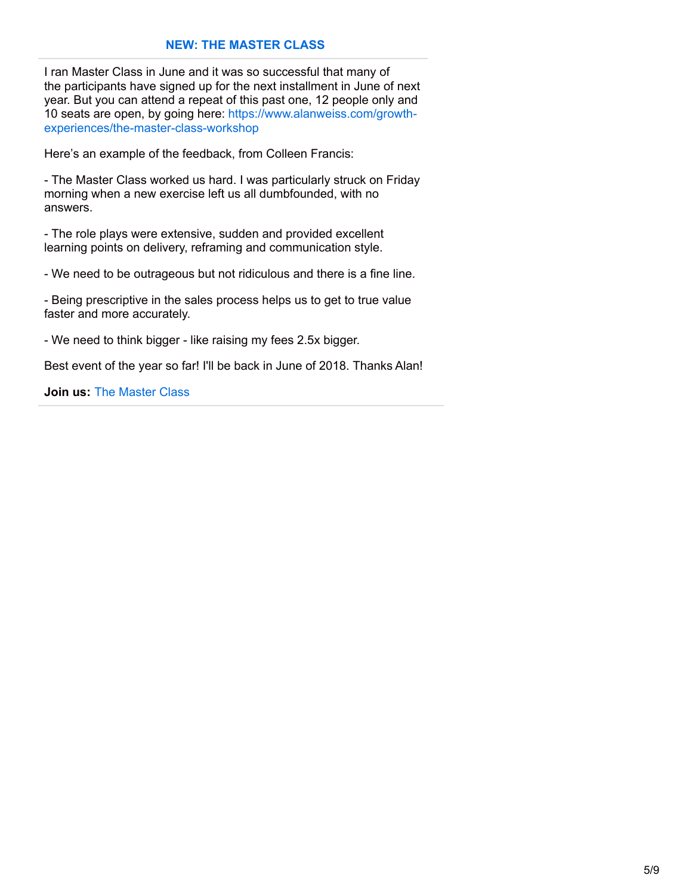## NEW: THE MASTER CLASS

I ran Master Class in June and it was so successful that many of the participants have signed up for the next installment in June of next year. But you can attend a repeat of this past one, 12 people only and 10 seats are open, by going here: https://www.alanweiss.com/growth-experiences/the-master-class-workshop

Here's an example of the feedback, from Colleen Francis:

- The Master Class worked us hard. I was particularly struck on Friday morning when a new exercise left us all dumbfounded, with no answers.

- The role plays were extensive, sudden and provided excellent learning points on delivery, reframing and communication style.

- We need to be outrageous but not ridiculous and there is a fine line.

- Being prescriptive in the sales process helps us to get to true value faster and more accurately.

- We need to think bigger - like raising my fees 2.5x bigger.

Best event of the year so far! I'll be back in June of 2018. Thanks Alan!

**Join us:** The Master Class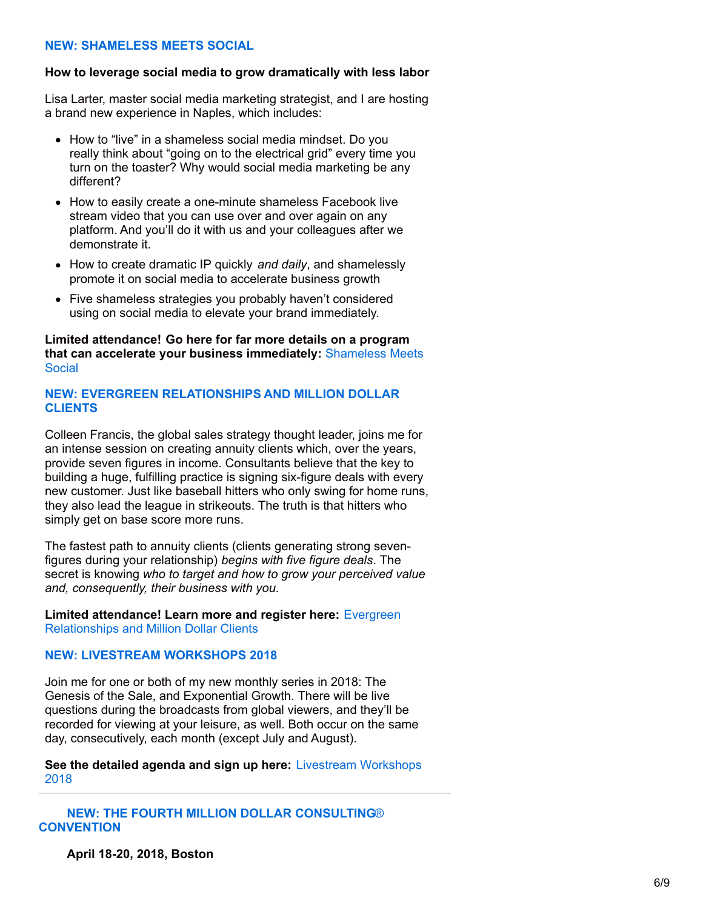## NEW: SHAMELESS MEETS SOCIAL

**How to leverage social media to grow dramatically with less labor**

Lisa Larter, master social media marketing strategist, and I are hosting a brand new experience in Naples, which includes:

- How to "live" in a shameless social media mindset. Do you really think about "going on to the electrical grid" every time you turn on the toaster? Why would social media marketing be any different?
- How to easily create a one-minute shameless Facebook live stream video that you can use over and over again on any platform. And you'll do it with us and your colleagues after we demonstrate it.
- How to create dramatic IP quickly *and daily*, and shamelessly promote it on social media to accelerate business growth
- Five shameless strategies you probably haven't considered using on social media to elevate your brand immediately.

**Limited attendance! Go here for far more details on a program that can accelerate your business immediately:** Shameless Meets Social

## NEW: EVERGREEN RELATIONSHIPS AND MILLION DOLLAR CLIENTS

Colleen Francis, the global sales strategy thought leader, joins me for an intense session on creating annuity clients which, over the years, provide seven figures in income. Consultants believe that the key to building a huge, fulfilling practice is signing six-figure deals with every new customer. Just like baseball hitters who only swing for home runs, they also lead the league in strikeouts. The truth is that hitters who simply get on base score more runs.

The fastest path to annuity clients (clients generating strong seven-figures during your relationship) *begins with five figure deals*. The secret is knowing *who to target and how to grow your perceived value and, consequently, their business with you.*

**Limited attendance! Learn more and register here:** Evergreen Relationships and Million Dollar Clients

## NEW: LIVESTREAM WORKSHOPS 2018

Join me for one or both of my new monthly series in 2018: The Genesis of the Sale, and Exponential Growth. There will be live questions during the broadcasts from global viewers, and they'll be recorded for viewing at your leisure, as well. Both occur on the same day, consecutively, each month (except July and August).

**See the detailed agenda and sign up here:** Livestream Workshops 2018

---

## NEW: THE FOURTH MILLION DOLLAR CONSULTING® CONVENTION

**April 18-20, 2018, Boston**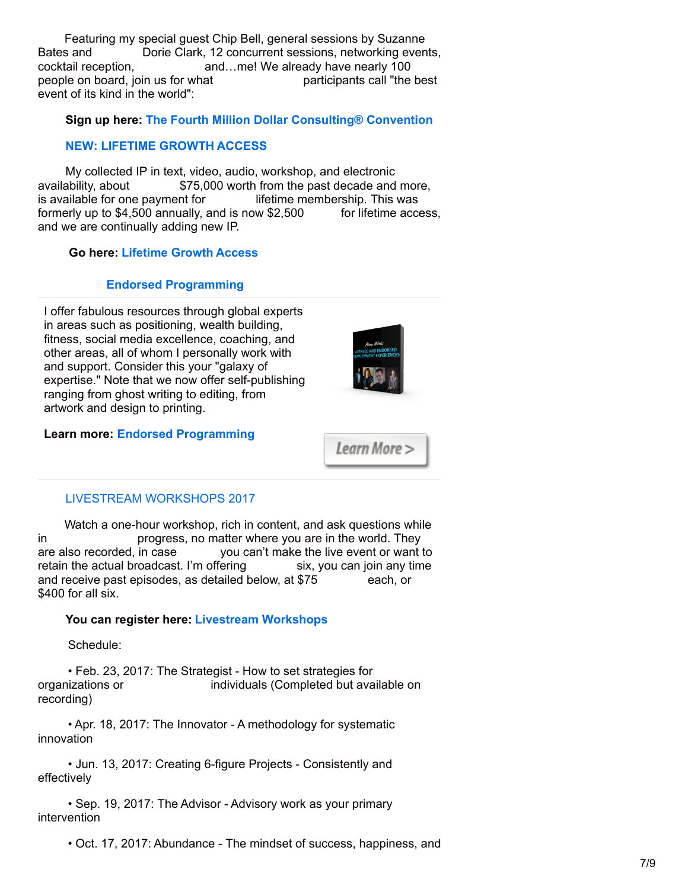Featuring my special guest Chip Bell, general sessions by Suzanne Bates and Dorie Clark, 12 concurrent sessions, networking events, cocktail reception, and…me! We already have nearly 100 people on board, join us for what participants call "the best event of its kind in the world":

**Sign up here: The Fourth Million Dollar Consulting® Convention**

**NEW: LIFETIME GROWTH ACCESS**

My collected IP in text, video, audio, workshop, and electronic availability, about $75,000 worth from the past decade and more, is available for one payment for lifetime membership. This was formerly up to $4,500 annually, and is now $2,500 for lifetime access, and we are continually adding new IP.

**Go here: Lifetime Growth Access**

**Endorsed Programming**

I offer fabulous resources through global experts in areas such as positioning, wealth building, fitness, social media excellence, coaching, and other areas, all of whom I personally work with and support. Consider this your "galaxy of expertise." Note that we now offer self-publishing ranging from ghost writing to editing, from artwork and design to printing.

**Learn more: Endorsed Programming**

Learn More >

LIVESTREAM WORKSHOPS 2017

Watch a one-hour workshop, rich in content, and ask questions while in progress, no matter where you are in the world. They are also recorded, in case you can't make the live event or want to retain the actual broadcast. I'm offering six, you can join any time and receive past episodes, as detailed below, at $75 each, or $400 for all six.

**You can register here: Livestream Workshops**

Schedule:

- Feb. 23, 2017: The Strategist - How to set strategies for organizations or individuals (Completed but available on recording)
- Apr. 18, 2017: The Innovator - A methodology for systematic innovation
- Jun. 13, 2017: Creating 6-figure Projects - Consistently and effectively
- Sep. 19, 2017: The Advisor - Advisory work as your primary intervention
- Oct. 17, 2017: Abundance - The mindset of success, happiness, and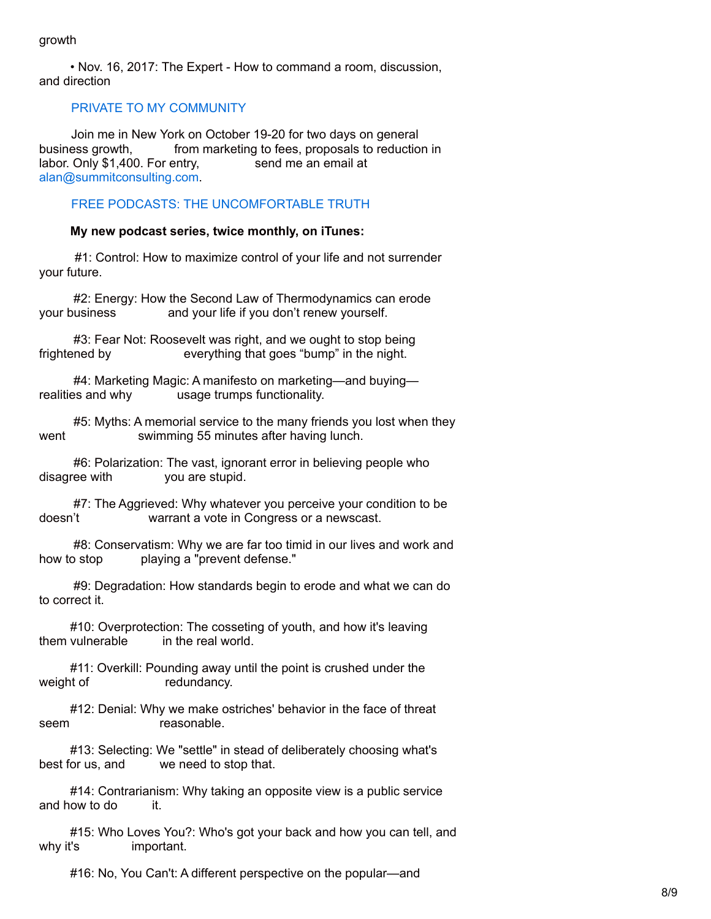growth

• Nov. 16, 2017: The Expert - How to command a room, discussion, and direction

### PRIVATE TO MY COMMUNITY

Join me in New York on October 19-20 for two days on general business growth, from marketing to fees, proposals to reduction in labor. Only $1,400. For entry, send me an email at alan@summitconsulting.com.

### FREE PODCASTS: THE UNCOMFORTABLE TRUTH

**My new podcast series, twice monthly, on iTunes:**

#1: Control: How to maximize control of your life and not surrender your future.

#2: Energy: How the Second Law of Thermodynamics can erode your business and your life if you don't renew yourself.

#3: Fear Not: Roosevelt was right, and we ought to stop being frightened by everything that goes "bump" in the night.

#4: Marketing Magic: A manifesto on marketing—and buying—realities and why usage trumps functionality.

#5: Myths: A memorial service to the many friends you lost when they went swimming 55 minutes after having lunch.

#6: Polarization: The vast, ignorant error in believing people who disagree with you are stupid.

#7: The Aggrieved: Why whatever you perceive your condition to be doesn't warrant a vote in Congress or a newscast.

#8: Conservatism: Why we are far too timid in our lives and work and how to stop playing a "prevent defense."

#9: Degradation: How standards begin to erode and what we can do to correct it.

#10: Overprotection: The cosseting of youth, and how it's leaving them vulnerable in the real world.

#11: Overkill: Pounding away until the point is crushed under the weight of redundancy.

#12: Denial: Why we make ostriches' behavior in the face of threat seem reasonable.

#13: Selecting: We "settle" in stead of deliberately choosing what's best for us, and we need to stop that.

#14: Contrarianism: Why taking an opposite view is a public service and how to do it.

#15: Who Loves You?: Who's got your back and how you can tell, and why it's important.

#16: No, You Can't: A different perspective on the popular—and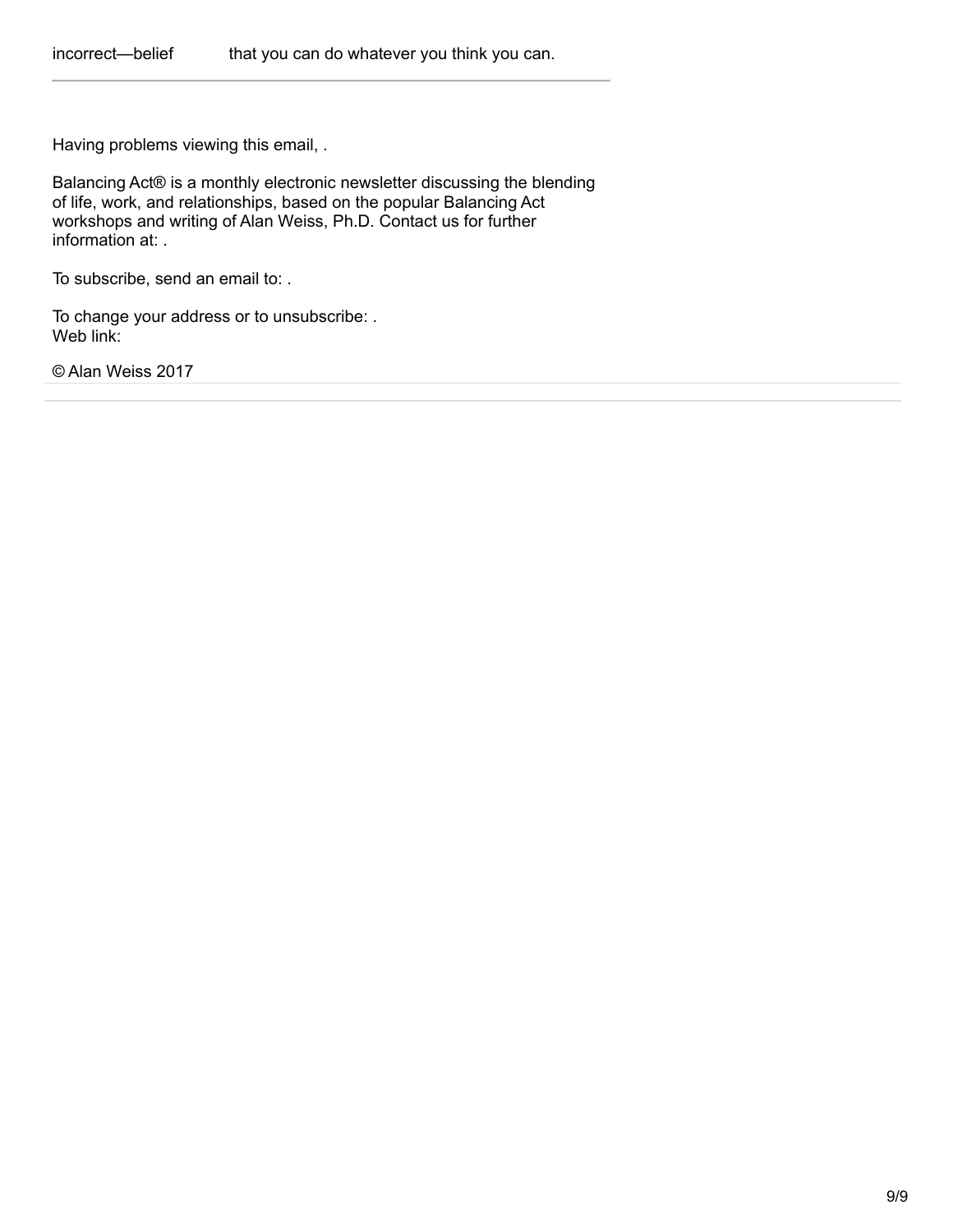incorrect—belief that you can do whatever you think you can.

---

Having problems viewing this email, .

Balancing Act® is a monthly electronic newsletter discussing the blending of life, work, and relationships, based on the popular Balancing Act workshops and writing of Alan Weiss, Ph.D. Contact us for further information at: .

To subscribe, send an email to: .

To change your address or to unsubscribe: .
Web link:

© Alan Weiss 2017